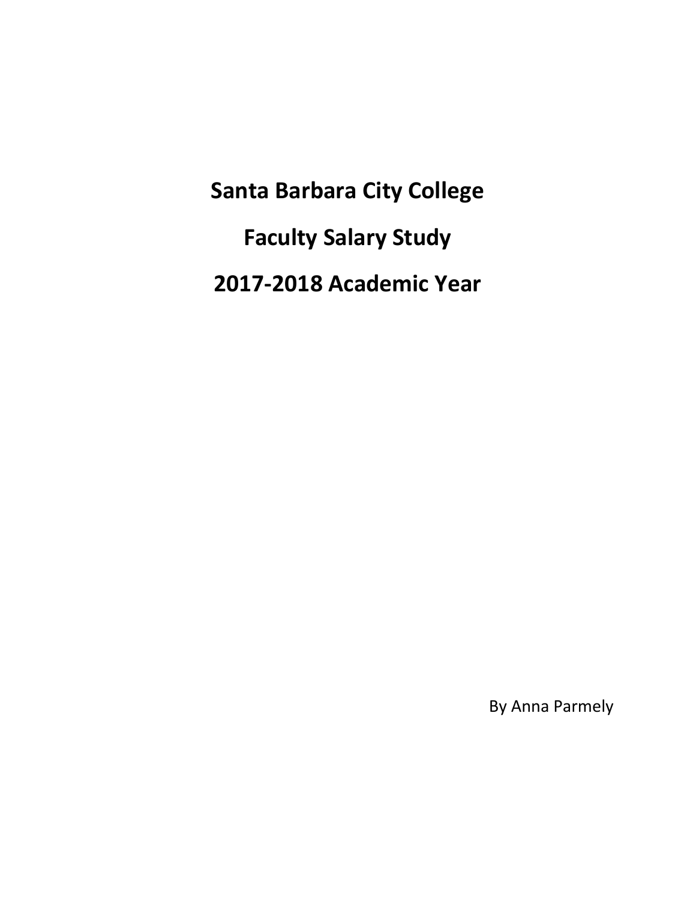# Santa Barbara City College

# Faculty Salary Study

# 2017-2018 Academic Year

By Anna Parmely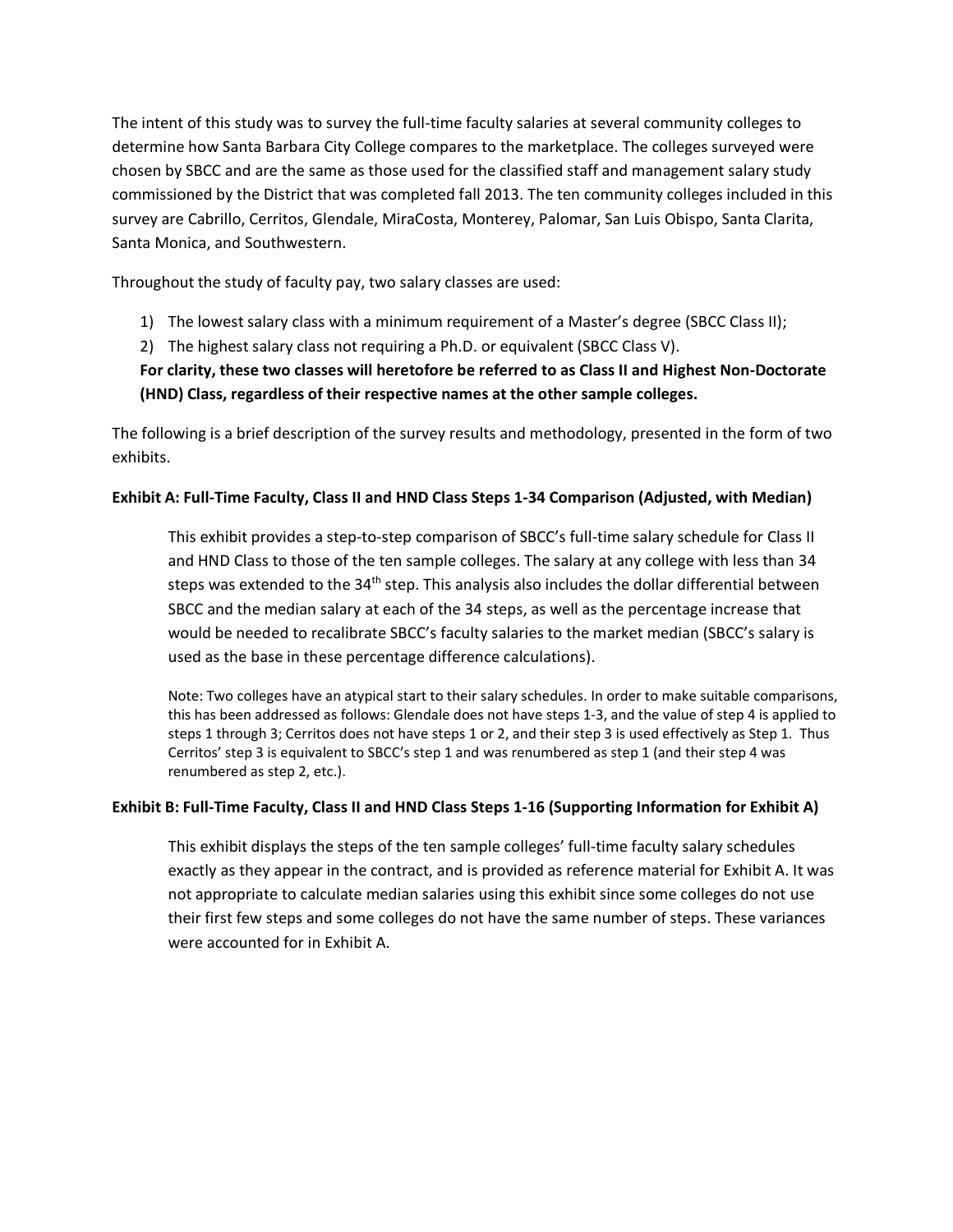The intent of this study was to survey the full-time faculty salaries at several community colleges to determine how Santa Barbara City College compares to the marketplace. The colleges surveyed were chosen by SBCC and are the same as those used for the classified staff and management salary study commissioned by the District that was completed fall 2013. The ten community colleges included in this survey are Cabrillo, Cerritos, Glendale, MiraCosta, Monterey, Palomar, San Luis Obispo, Santa Clarita, Santa Monica, and Southwestern.

Throughout the study of faculty pay, two salary classes are used:

1) The lowest salary class with a minimum requirement of a Master's degree (SBCC Class II);
2) The highest salary class not requiring a Ph.D. or equivalent (SBCC Class V).

**For clarity, these two classes will heretofore be referred to as Class II and Highest Non-Doctorate (HND) Class, regardless of their respective names at the other sample colleges.**

The following is a brief description of the survey results and methodology, presented in the form of two exhibits.

**Exhibit A: Full-Time Faculty, Class II and HND Class Steps 1-34 Comparison (Adjusted, with Median)**

This exhibit provides a step-to-step comparison of SBCC's full-time salary schedule for Class II and HND Class to those of the ten sample colleges. The salary at any college with less than 34 steps was extended to the 34th step. This analysis also includes the dollar differential between SBCC and the median salary at each of the 34 steps, as well as the percentage increase that would be needed to recalibrate SBCC's faculty salaries to the market median (SBCC's salary is used as the base in these percentage difference calculations).

Note: Two colleges have an atypical start to their salary schedules. In order to make suitable comparisons, this has been addressed as follows: Glendale does not have steps 1-3, and the value of step 4 is applied to steps 1 through 3; Cerritos does not have steps 1 or 2, and their step 3 is used effectively as Step 1. Thus Cerritos' step 3 is equivalent to SBCC's step 1 and was renumbered as step 1 (and their step 4 was renumbered as step 2, etc.).

**Exhibit B: Full-Time Faculty, Class II and HND Class Steps 1-16 (Supporting Information for Exhibit A)**

This exhibit displays the steps of the ten sample colleges' full-time faculty salary schedules exactly as they appear in the contract, and is provided as reference material for Exhibit A. It was not appropriate to calculate median salaries using this exhibit since some colleges do not use their first few steps and some colleges do not have the same number of steps. These variances were accounted for in Exhibit A.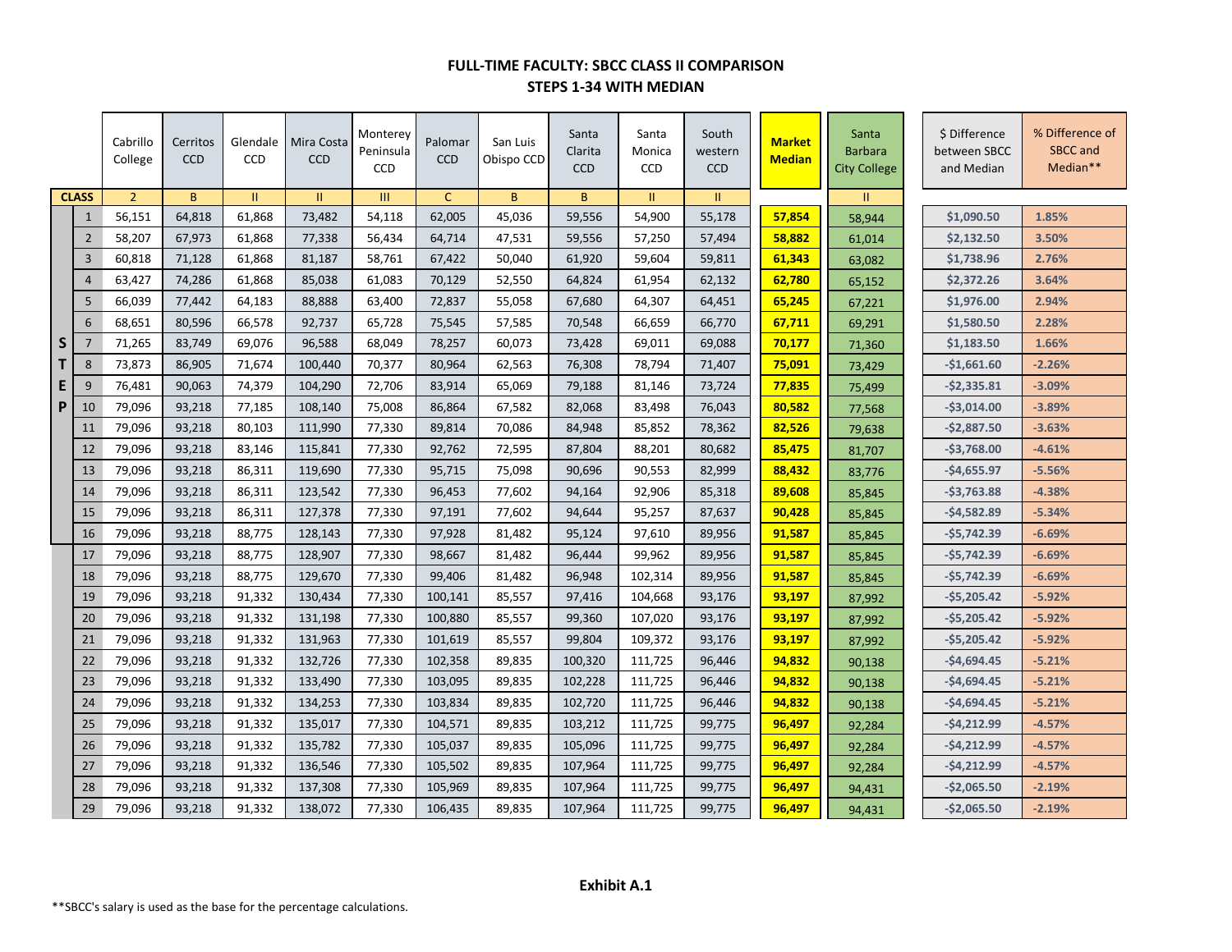## FULL-TIME FACULTY: SBCC CLASS II COMPARISON
## STEPS 1-34 WITH MEDIAN

| | | Cabrillo College | Cerritos CCD | Glendale CCD | Mira Costa CCD | Monterey Peninsula CCD | Palomar CCD | San Luis Obispo CCD | Santa Clarita CCD | Santa Monica CCD | South western CCD | Market Median | Santa Barbara City College | $ Difference between SBCC and Median | % Difference of SBCC and Median** |
|---|---|---|---|---|---|---|---|---|---|---|---|---|---|---|---|
| CLASS | | 2 | B | II | II | III | C | B | B | II | II | | II | | |
| STEP | 1 | 56,151 | 64,818 | 61,868 | 73,482 | 54,118 | 62,005 | 45,036 | 59,556 | 54,900 | 55,178 | **57,854** | 58,944 | $1,090.50 | 1.85% |
| | 2 | 58,207 | 67,973 | 61,868 | 77,338 | 56,434 | 64,714 | 47,531 | 59,556 | 57,250 | 57,494 | **58,882** | 61,014 | $2,132.50 | 3.50% |
| | 3 | 60,818 | 71,128 | 61,868 | 81,187 | 58,761 | 67,422 | 50,040 | 61,920 | 59,604 | 59,811 | **61,343** | 63,082 | $1,738.96 | 2.76% |
| | 4 | 63,427 | 74,286 | 61,868 | 85,038 | 61,083 | 70,129 | 52,550 | 64,824 | 61,954 | 62,132 | **62,780** | 65,152 | $2,372.26 | 3.64% |
| | 5 | 66,039 | 77,442 | 64,183 | 88,888 | 63,400 | 72,837 | 55,058 | 67,680 | 64,307 | 64,451 | **65,245** | 67,221 | $1,976.00 | 2.94% |
| | 6 | 68,651 | 80,596 | 66,578 | 92,737 | 65,728 | 75,545 | 57,585 | 70,548 | 66,659 | 66,770 | **67,711** | 69,291 | $1,580.50 | 2.28% |
| | 7 | 71,265 | 83,749 | 69,076 | 96,588 | 68,049 | 78,257 | 60,073 | 73,428 | 69,011 | 69,088 | **70,177** | 71,360 | $1,183.50 | 1.66% |
| | 8 | 73,873 | 86,905 | 71,674 | 100,440 | 70,377 | 80,964 | 62,563 | 76,308 | 78,794 | 71,407 | **75,091** | 73,429 | -$1,661.60 | -2.26% |
| | 9 | 76,481 | 90,063 | 74,379 | 104,290 | 72,706 | 83,914 | 65,069 | 79,188 | 81,146 | 73,724 | **77,835** | 75,499 | -$2,335.81 | -3.09% |
| | 10 | 79,096 | 93,218 | 77,185 | 108,140 | 75,008 | 86,864 | 67,582 | 82,068 | 83,498 | 76,043 | **80,582** | 77,568 | -$3,014.00 | -3.89% |
| | 11 | 79,096 | 93,218 | 80,103 | 111,990 | 77,330 | 89,814 | 70,086 | 84,948 | 85,852 | 78,362 | **82,526** | 79,638 | -$2,887.50 | -3.63% |
| | 12 | 79,096 | 93,218 | 83,146 | 115,841 | 77,330 | 92,762 | 72,595 | 87,804 | 88,201 | 80,682 | **85,475** | 81,707 | -$3,768.00 | -4.61% |
| | 13 | 79,096 | 93,218 | 86,311 | 119,690 | 77,330 | 95,715 | 75,098 | 90,696 | 90,553 | 82,999 | **88,432** | 83,776 | -$4,655.97 | -5.56% |
| | 14 | 79,096 | 93,218 | 86,311 | 123,542 | 77,330 | 96,453 | 77,602 | 94,164 | 92,906 | 85,318 | **89,608** | 85,845 | -$3,763.88 | -4.38% |
| | 15 | 79,096 | 93,218 | 86,311 | 127,378 | 77,330 | 97,191 | 77,602 | 94,644 | 95,257 | 87,637 | **90,428** | 85,845 | -$4,582.89 | -5.34% |
| | 16 | 79,096 | 93,218 | 88,775 | 128,143 | 77,330 | 97,928 | 81,482 | 95,124 | 97,610 | 89,956 | **91,587** | 85,845 | -$5,742.39 | -6.69% |
| | 17 | 79,096 | 93,218 | 88,775 | 128,907 | 77,330 | 98,667 | 81,482 | 96,444 | 99,962 | 89,956 | **91,587** | 85,845 | -$5,742.39 | -6.69% |
| | 18 | 79,096 | 93,218 | 88,775 | 129,670 | 77,330 | 99,406 | 81,482 | 96,948 | 102,314 | 89,956 | **91,587** | 85,845 | -$5,742.39 | -6.69% |
| | 19 | 79,096 | 93,218 | 91,332 | 130,434 | 77,330 | 100,141 | 85,557 | 97,416 | 104,668 | 93,176 | **93,197** | 87,992 | -$5,205.42 | -5.92% |
| | 20 | 79,096 | 93,218 | 91,332 | 131,198 | 77,330 | 100,880 | 85,557 | 99,360 | 107,020 | 93,176 | **93,197** | 87,992 | -$5,205.42 | -5.92% |
| | 21 | 79,096 | 93,218 | 91,332 | 131,963 | 77,330 | 101,619 | 85,557 | 99,804 | 109,372 | 93,176 | **93,197** | 87,992 | -$5,205.42 | -5.92% |
| | 22 | 79,096 | 93,218 | 91,332 | 132,726 | 77,330 | 102,358 | 89,835 | 100,320 | 111,725 | 96,446 | **94,832** | 90,138 | -$4,694.45 | -5.21% |
| | 23 | 79,096 | 93,218 | 91,332 | 133,490 | 77,330 | 103,095 | 89,835 | 102,228 | 111,725 | 96,446 | **94,832** | 90,138 | -$4,694.45 | -5.21% |
| | 24 | 79,096 | 93,218 | 91,332 | 134,253 | 77,330 | 103,834 | 89,835 | 102,720 | 111,725 | 96,446 | **94,832** | 90,138 | -$4,694.45 | -5.21% |
| | 25 | 79,096 | 93,218 | 91,332 | 135,017 | 77,330 | 104,571 | 89,835 | 103,212 | 111,725 | 99,775 | **96,497** | 92,284 | -$4,212.99 | -4.57% |
| | 26 | 79,096 | 93,218 | 91,332 | 135,782 | 77,330 | 105,037 | 89,835 | 105,096 | 111,725 | 99,775 | **96,497** | 92,284 | -$4,212.99 | -4.57% |
| | 27 | 79,096 | 93,218 | 91,332 | 136,546 | 77,330 | 105,502 | 89,835 | 107,964 | 111,725 | 99,775 | **96,497** | 92,284 | -$4,212.99 | -4.57% |
| | 28 | 79,096 | 93,218 | 91,332 | 137,308 | 77,330 | 105,969 | 89,835 | 107,964 | 111,725 | 99,775 | **96,497** | 94,431 | -$2,065.50 | -2.19% |
| | 29 | 79,096 | 93,218 | 91,332 | 138,072 | 77,330 | 106,435 | 89,835 | 107,964 | 111,725 | 99,775 | **96,497** | 94,431 | -$2,065.50 | -2.19% |

**Exhibit A.1**

**SBCC's salary is used as the base for the percentage calculations.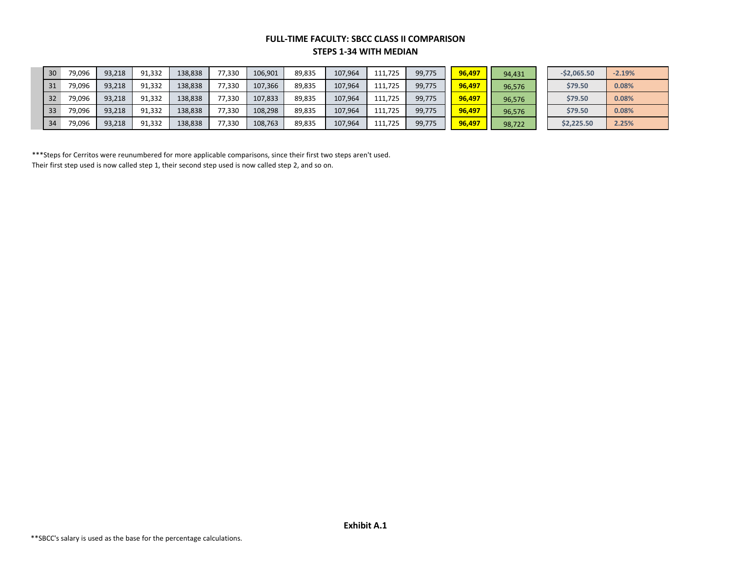**FULL-TIME FACULTY: SBCC CLASS II COMPARISON**
**STEPS 1-34 WITH MEDIAN**

| | | | | | | | | | | | | | | |
|---|---|---|---|---|---|---|---|---|---|---|---|---|---|---|
| 30 | 79,096 | 93,218 | 91,332 | 138,838 | 77,330 | 106,901 | 89,835 | 107,964 | 111,725 | 99,775 | **96,497** | 94,431 | -$2,065.50 | -2.19% |
| 31 | 79,096 | 93,218 | 91,332 | 138,838 | 77,330 | 107,366 | 89,835 | 107,964 | 111,725 | 99,775 | **96,497** | 96,576 | $79.50 | 0.08% |
| 32 | 79,096 | 93,218 | 91,332 | 138,838 | 77,330 | 107,833 | 89,835 | 107,964 | 111,725 | 99,775 | **96,497** | 96,576 | $79.50 | 0.08% |
| 33 | 79,096 | 93,218 | 91,332 | 138,838 | 77,330 | 108,298 | 89,835 | 107,964 | 111,725 | 99,775 | **96,497** | 96,576 | $79.50 | 0.08% |
| 34 | 79,096 | 93,218 | 91,332 | 138,838 | 77,330 | 108,763 | 89,835 | 107,964 | 111,725 | 99,775 | **96,497** | 98,722 | $2,225.50 | 2.25% |

***Steps for Cerritos were reunumbered for more applicable comparisons, since their first two steps aren't used.
Their first step used is now called step 1, their second step used is now called step 2, and so on.

**Exhibit A.1**

**SBCC's salary is used as the base for the percentage calculations.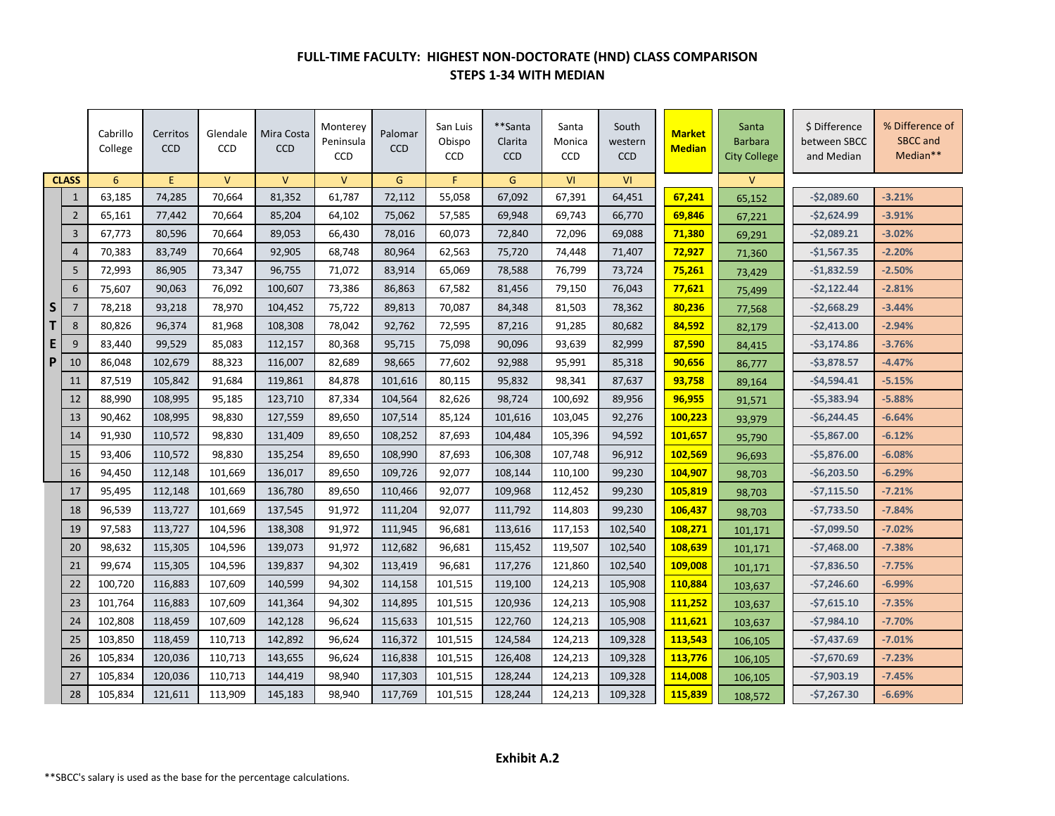# FULL-TIME FACULTY: HIGHEST NON-DOCTORATE (HND) CLASS COMPARISON
## STEPS 1-34 WITH MEDIAN

| | Cabrillo College | Cerritos CCD | Glendale CCD | Mira Costa CCD | Monterey Peninsula CCD | Palomar CCD | San Luis Obispo CCD | **Santa Clarita CCD | Santa Monica CCD | South western CCD | Market Median | Santa Barbara City College | $ Difference between SBCC and Median | % Difference of SBCC and Median** |
|---|---|---|---|---|---|---|---|---|---|---|---|---|---|---|
| CLASS | 6 | E | V | V | V | G | F | G | VI | VI | | V | | |
| STEP 1 | 63,185 | 74,285 | 70,664 | 81,352 | 61,787 | 72,112 | 55,058 | 67,092 | 67,391 | 64,451 | **67,241** | 65,152 | -$2,089.60 | -3.21% |
| 2 | 65,161 | 77,442 | 70,664 | 85,204 | 64,102 | 75,062 | 57,585 | 69,948 | 69,743 | 66,770 | **69,846** | 67,221 | -$2,624.99 | -3.91% |
| 3 | 67,773 | 80,596 | 70,664 | 89,053 | 66,430 | 78,016 | 60,073 | 72,840 | 72,096 | 69,088 | **71,380** | 69,291 | -$2,089.21 | -3.02% |
| 4 | 70,383 | 83,749 | 70,664 | 92,905 | 68,748 | 80,964 | 62,563 | 75,720 | 74,448 | 71,407 | **72,927** | 71,360 | -$1,567.35 | -2.20% |
| 5 | 72,993 | 86,905 | 73,347 | 96,755 | 71,072 | 83,914 | 65,069 | 78,588 | 76,799 | 73,724 | **75,261** | 73,429 | -$1,832.59 | -2.50% |
| 6 | 75,607 | 90,063 | 76,092 | 100,607 | 73,386 | 86,863 | 67,582 | 81,456 | 79,150 | 76,043 | **77,621** | 75,499 | -$2,122.44 | -2.81% |
| 7 | 78,218 | 93,218 | 78,970 | 104,452 | 75,722 | 89,813 | 70,087 | 84,348 | 81,503 | 78,362 | **80,236** | 77,568 | -$2,668.29 | -3.44% |
| 8 | 80,826 | 96,374 | 81,968 | 108,308 | 78,042 | 92,762 | 72,595 | 87,216 | 91,285 | 80,682 | **84,592** | 82,179 | -$2,413.00 | -2.94% |
| 9 | 83,440 | 99,529 | 85,083 | 112,157 | 80,368 | 95,715 | 75,098 | 90,096 | 93,639 | 82,999 | **87,590** | 84,415 | -$3,174.86 | -3.76% |
| 10 | 86,048 | 102,679 | 88,323 | 116,007 | 82,689 | 98,665 | 77,602 | 92,988 | 95,991 | 85,318 | **90,656** | 86,777 | -$3,878.57 | -4.47% |
| 11 | 87,519 | 105,842 | 91,684 | 119,861 | 84,878 | 101,616 | 80,115 | 95,832 | 98,341 | 87,637 | **93,758** | 89,164 | -$4,594.41 | -5.15% |
| 12 | 88,990 | 108,995 | 95,185 | 123,710 | 87,334 | 104,564 | 82,626 | 98,724 | 100,692 | 89,956 | **96,955** | 91,571 | -$5,383.94 | -5.88% |
| 13 | 90,462 | 108,995 | 98,830 | 127,559 | 89,650 | 107,514 | 85,124 | 101,616 | 103,045 | 92,276 | **100,223** | 93,979 | -$6,244.45 | -6.64% |
| 14 | 91,930 | 110,572 | 98,830 | 131,409 | 89,650 | 108,252 | 87,693 | 104,484 | 105,396 | 94,592 | **101,657** | 95,790 | -$5,867.00 | -6.12% |
| 15 | 93,406 | 110,572 | 98,830 | 135,254 | 89,650 | 108,990 | 87,693 | 106,308 | 107,748 | 96,912 | **102,569** | 96,693 | -$5,876.00 | -6.08% |
| 16 | 94,450 | 112,148 | 101,669 | 136,017 | 89,650 | 109,726 | 92,077 | 108,144 | 110,100 | 99,230 | **104,907** | 98,703 | -$6,203.50 | -6.29% |
| 17 | 95,495 | 112,148 | 101,669 | 136,780 | 89,650 | 110,466 | 92,077 | 109,968 | 112,452 | 99,230 | **105,819** | 98,703 | -$7,115.50 | -7.21% |
| 18 | 96,539 | 113,727 | 101,669 | 137,545 | 91,972 | 111,204 | 92,077 | 111,792 | 114,803 | 99,230 | **106,437** | 98,703 | -$7,733.50 | -7.84% |
| 19 | 97,583 | 113,727 | 104,596 | 138,308 | 91,972 | 111,945 | 96,681 | 113,616 | 117,153 | 102,540 | **108,271** | 101,171 | -$7,099.50 | -7.02% |
| 20 | 98,632 | 115,305 | 104,596 | 139,073 | 91,972 | 112,682 | 96,681 | 115,452 | 119,507 | 102,540 | **108,639** | 101,171 | -$7,468.00 | -7.38% |
| 21 | 99,674 | 115,305 | 104,596 | 139,837 | 94,302 | 113,419 | 96,681 | 117,276 | 121,860 | 102,540 | **109,008** | 101,171 | -$7,836.50 | -7.75% |
| 22 | 100,720 | 116,883 | 107,609 | 140,599 | 94,302 | 114,158 | 101,515 | 119,100 | 124,213 | 105,908 | **110,884** | 103,637 | -$7,246.60 | -6.99% |
| 23 | 101,764 | 116,883 | 107,609 | 141,364 | 94,302 | 114,895 | 101,515 | 120,936 | 124,213 | 105,908 | **111,252** | 103,637 | -$7,615.10 | -7.35% |
| 24 | 102,808 | 118,459 | 107,609 | 142,128 | 96,624 | 115,633 | 101,515 | 122,760 | 124,213 | 105,908 | **111,621** | 103,637 | -$7,984.10 | -7.70% |
| 25 | 103,850 | 118,459 | 110,713 | 142,892 | 96,624 | 116,372 | 101,515 | 124,584 | 124,213 | 109,328 | **113,543** | 106,105 | -$7,437.69 | -7.01% |
| 26 | 105,834 | 120,036 | 110,713 | 143,655 | 96,624 | 116,838 | 101,515 | 126,408 | 124,213 | 109,328 | **113,776** | 106,105 | -$7,670.69 | -7.23% |
| 27 | 105,834 | 120,036 | 110,713 | 144,419 | 98,940 | 117,303 | 101,515 | 128,244 | 124,213 | 109,328 | **114,008** | 106,105 | -$7,903.19 | -7.45% |
| 28 | 105,834 | 121,611 | 113,909 | 145,183 | 98,940 | 117,769 | 101,515 | 128,244 | 124,213 | 109,328 | **115,839** | 108,572 | -$7,267.30 | -6.69% |

**Exhibit A.2**

**SBCC's salary is used as the base for the percentage calculations.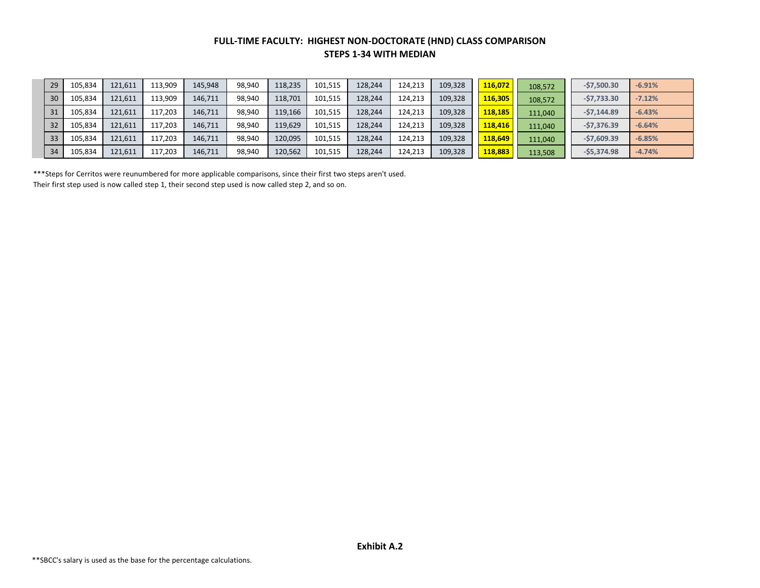**FULL-TIME FACULTY: HIGHEST NON-DOCTORATE (HND) CLASS COMPARISON**
**STEPS 1-34 WITH MEDIAN**

| | | | | | | | | | | | | | |
|---|---|---|---|---|---|---|---|---|---|---|---|---|---|
| 29 | 105,834 | 121,611 | 113,909 | 145,948 | 98,940 | 118,235 | 101,515 | 128,244 | 124,213 | 109,328 | **116,072** | 108,572 | -$7,500.30 | -6.91% |
| 30 | 105,834 | 121,611 | 113,909 | 146,711 | 98,940 | 118,701 | 101,515 | 128,244 | 124,213 | 109,328 | **116,305** | 108,572 | -$7,733.30 | -7.12% |
| 31 | 105,834 | 121,611 | 117,203 | 146,711 | 98,940 | 119,166 | 101,515 | 128,244 | 124,213 | 109,328 | **118,185** | 111,040 | -$7,144.89 | -6.43% |
| 32 | 105,834 | 121,611 | 117,203 | 146,711 | 98,940 | 119,629 | 101,515 | 128,244 | 124,213 | 109,328 | **118,416** | 111,040 | -$7,376.39 | -6.64% |
| 33 | 105,834 | 121,611 | 117,203 | 146,711 | 98,940 | 120,095 | 101,515 | 128,244 | 124,213 | 109,328 | **118,649** | 111,040 | -$7,609.39 | -6.85% |
| 34 | 105,834 | 121,611 | 117,203 | 146,711 | 98,940 | 120,562 | 101,515 | 128,244 | 124,213 | 109,328 | **118,883** | 113,508 | -$5,374.98 | -4.74% |

***Steps for Cerritos were reunumbered for more applicable comparisons, since their first two steps aren't used.
Their first step used is now called step 1, their second step used is now called step 2, and so on.

**Exhibit A.2**

**SBCC's salary is used as the base for the percentage calculations.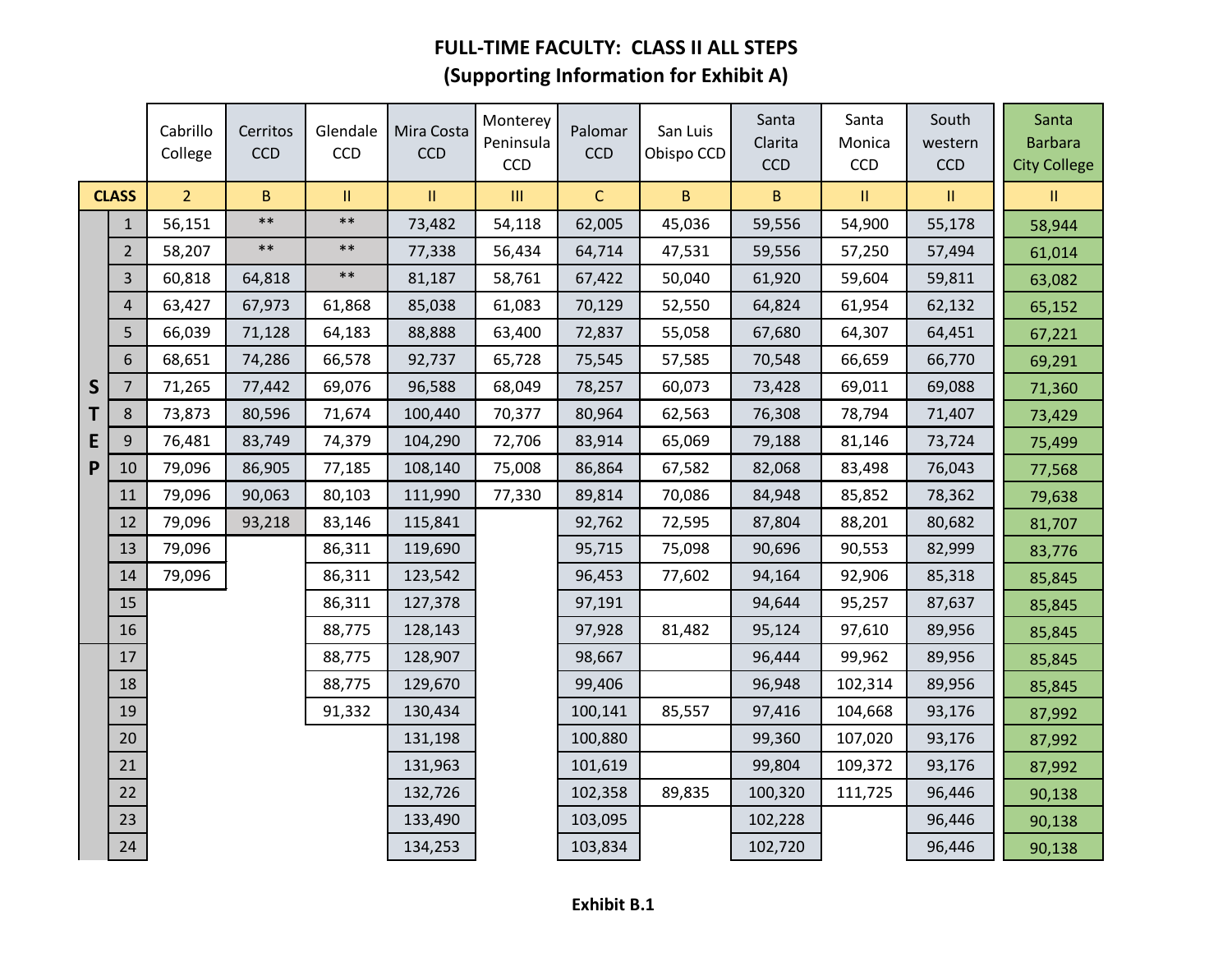# FULL-TIME FACULTY: CLASS II ALL STEPS
## (Supporting Information for Exhibit A)

| | | Cabrillo College | Cerritos CCD | Glendale CCD | Mira Costa CCD | Monterey Peninsula CCD | Palomar CCD | San Luis Obispo CCD | Santa Clarita CCD | Santa Monica CCD | South western CCD | Santa Barbara City College |
|---|---|---|---|---|---|---|---|---|---|---|---|---|
| CLASS | | 2 | B | II | II | III | C | B | B | II | II | II |
| STEP | 1 | 56,151 | ** | ** | 73,482 | 54,118 | 62,005 | 45,036 | 59,556 | 54,900 | 55,178 | 58,944 |
| | 2 | 58,207 | ** | ** | 77,338 | 56,434 | 64,714 | 47,531 | 59,556 | 57,250 | 57,494 | 61,014 |
| | 3 | 60,818 | 64,818 | ** | 81,187 | 58,761 | 67,422 | 50,040 | 61,920 | 59,604 | 59,811 | 63,082 |
| | 4 | 63,427 | 67,973 | 61,868 | 85,038 | 61,083 | 70,129 | 52,550 | 64,824 | 61,954 | 62,132 | 65,152 |
| | 5 | 66,039 | 71,128 | 64,183 | 88,888 | 63,400 | 72,837 | 55,058 | 67,680 | 64,307 | 64,451 | 67,221 |
| | 6 | 68,651 | 74,286 | 66,578 | 92,737 | 65,728 | 75,545 | 57,585 | 70,548 | 66,659 | 66,770 | 69,291 |
| | 7 | 71,265 | 77,442 | 69,076 | 96,588 | 68,049 | 78,257 | 60,073 | 73,428 | 69,011 | 69,088 | 71,360 |
| | 8 | 73,873 | 80,596 | 71,674 | 100,440 | 70,377 | 80,964 | 62,563 | 76,308 | 78,794 | 71,407 | 73,429 |
| | 9 | 76,481 | 83,749 | 74,379 | 104,290 | 72,706 | 83,914 | 65,069 | 79,188 | 81,146 | 73,724 | 75,499 |
| | 10 | 79,096 | 86,905 | 77,185 | 108,140 | 75,008 | 86,864 | 67,582 | 82,068 | 83,498 | 76,043 | 77,568 |
| | 11 | 79,096 | 90,063 | 80,103 | 111,990 | 77,330 | 89,814 | 70,086 | 84,948 | 85,852 | 78,362 | 79,638 |
| | 12 | 79,096 | 93,218 | 83,146 | 115,841 | | 92,762 | 72,595 | 87,804 | 88,201 | 80,682 | 81,707 |
| | 13 | 79,096 | | 86,311 | 119,690 | | 95,715 | 75,098 | 90,696 | 90,553 | 82,999 | 83,776 |
| | 14 | 79,096 | | 86,311 | 123,542 | | 96,453 | 77,602 | 94,164 | 92,906 | 85,318 | 85,845 |
| | 15 | | | 86,311 | 127,378 | | 97,191 | | 94,644 | 95,257 | 87,637 | 85,845 |
| | 16 | | | 88,775 | 128,143 | | 97,928 | 81,482 | 95,124 | 97,610 | 89,956 | 85,845 |
| | 17 | | | 88,775 | 128,907 | | 98,667 | | 96,444 | 99,962 | 89,956 | 85,845 |
| | 18 | | | 88,775 | 129,670 | | 99,406 | | 96,948 | 102,314 | 89,956 | 85,845 |
| | 19 | | | 91,332 | 130,434 | | 100,141 | 85,557 | 97,416 | 104,668 | 93,176 | 87,992 |
| | 20 | | | | 131,198 | | 100,880 | | 99,360 | 107,020 | 93,176 | 87,992 |
| | 21 | | | | 131,963 | | 101,619 | | 99,804 | 109,372 | 93,176 | 87,992 |
| | 22 | | | | 132,726 | | 102,358 | 89,835 | 100,320 | 111,725 | 96,446 | 90,138 |
| | 23 | | | | 133,490 | | 103,095 | | 102,228 | | 96,446 | 90,138 |
| | 24 | | | | 134,253 | | 103,834 | | 102,720 | | 96,446 | 90,138 |

**Exhibit B.1**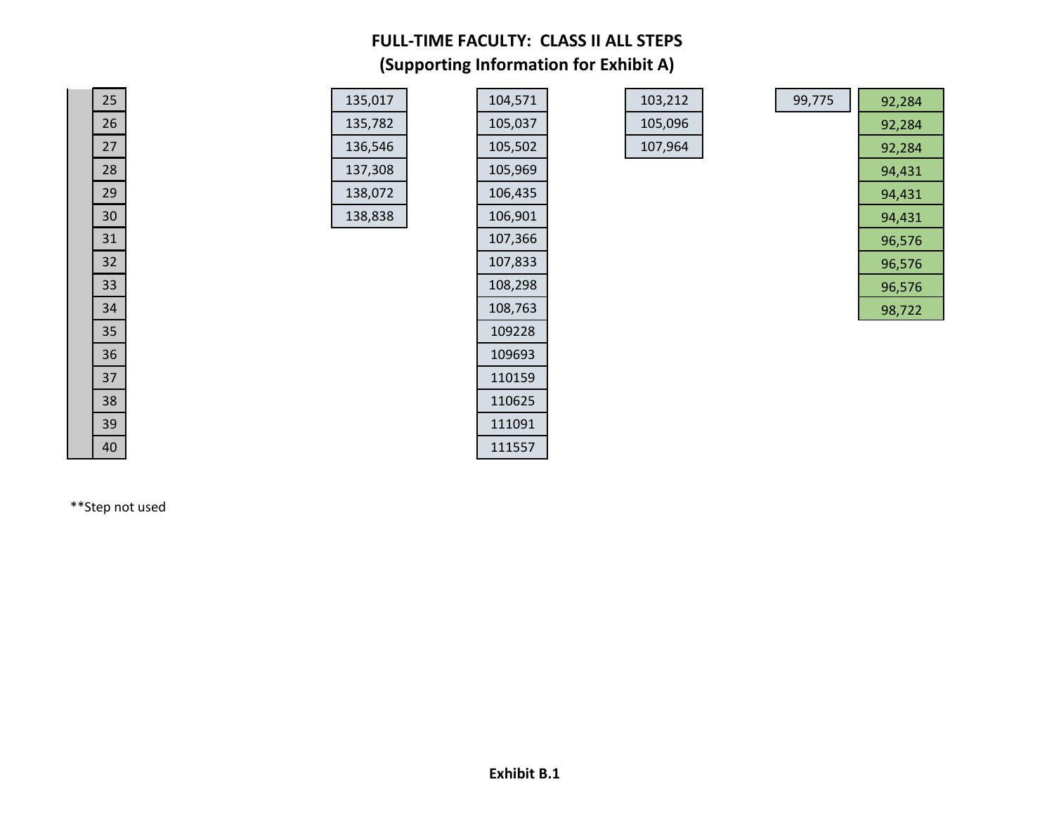# FULL-TIME FACULTY: CLASS II ALL STEPS
## (Supporting Information for Exhibit A)

| | | | | | |
|---|---|---|---|---|---|
| 25 | 135,017 | 104,571 | 103,212 | 99,775 | 92,284 |
| 26 | 135,782 | 105,037 | 105,096 | | 92,284 |
| 27 | 136,546 | 105,502 | 107,964 | | 92,284 |
| 28 | 137,308 | 105,969 | | | 94,431 |
| 29 | 138,072 | 106,435 | | | 94,431 |
| 30 | 138,838 | 106,901 | | | 94,431 |
| 31 | | 107,366 | | | 96,576 |
| 32 | | 107,833 | | | 96,576 |
| 33 | | 108,298 | | | 96,576 |
| 34 | | 108,763 | | | 98,722 |
| 35 | | 109228 | | | |
| 36 | | 109693 | | | |
| 37 | | 110159 | | | |
| 38 | | 110625 | | | |
| 39 | | 111091 | | | |
| 40 | | 111557 | | | |

**Step not used

**Exhibit B.1**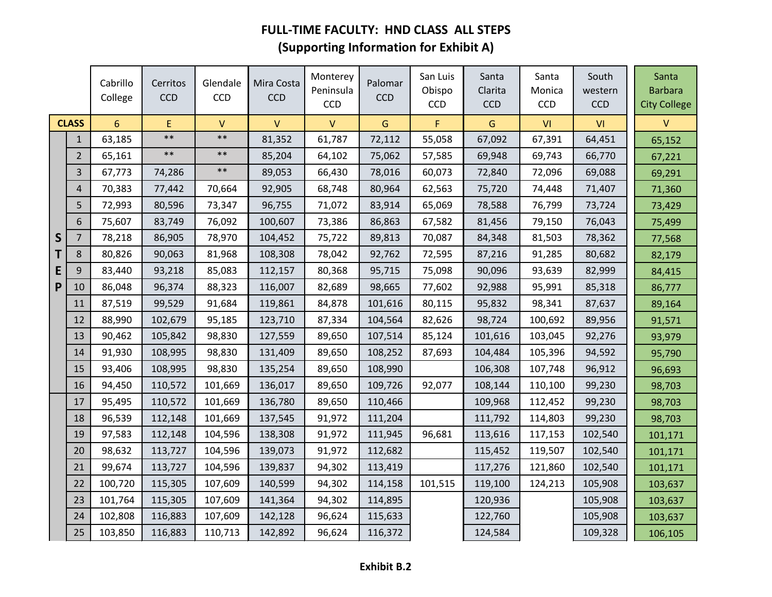# FULL-TIME FACULTY: HND CLASS ALL STEPS
## (Supporting Information for Exhibit A)

| | Cabrillo College | Cerritos CCD | Glendale CCD | Mira Costa CCD | Monterey Peninsula CCD | Palomar CCD | San Luis Obispo CCD | Santa Clarita CCD | Santa Monica CCD | South western CCD | Santa Barbara City College |
|---|---|---|---|---|---|---|---|---|---|---|---|
| **CLASS** | 6 | E | V | V | V | G | F | G | VI | VI | V |
| **STEP 1** | 63,185 | ** | ** | 81,352 | 61,787 | 72,112 | 55,058 | 67,092 | 67,391 | 64,451 | 65,152 |
| 2 | 65,161 | ** | ** | 85,204 | 64,102 | 75,062 | 57,585 | 69,948 | 69,743 | 66,770 | 67,221 |
| 3 | 67,773 | 74,286 | ** | 89,053 | 66,430 | 78,016 | 60,073 | 72,840 | 72,096 | 69,088 | 69,291 |
| 4 | 70,383 | 77,442 | 70,664 | 92,905 | 68,748 | 80,964 | 62,563 | 75,720 | 74,448 | 71,407 | 71,360 |
| 5 | 72,993 | 80,596 | 73,347 | 96,755 | 71,072 | 83,914 | 65,069 | 78,588 | 76,799 | 73,724 | 73,429 |
| 6 | 75,607 | 83,749 | 76,092 | 100,607 | 73,386 | 86,863 | 67,582 | 81,456 | 79,150 | 76,043 | 75,499 |
| 7 | 78,218 | 86,905 | 78,970 | 104,452 | 75,722 | 89,813 | 70,087 | 84,348 | 81,503 | 78,362 | 77,568 |
| 8 | 80,826 | 90,063 | 81,968 | 108,308 | 78,042 | 92,762 | 72,595 | 87,216 | 91,285 | 80,682 | 82,179 |
| 9 | 83,440 | 93,218 | 85,083 | 112,157 | 80,368 | 95,715 | 75,098 | 90,096 | 93,639 | 82,999 | 84,415 |
| 10 | 86,048 | 96,374 | 88,323 | 116,007 | 82,689 | 98,665 | 77,602 | 92,988 | 95,991 | 85,318 | 86,777 |
| 11 | 87,519 | 99,529 | 91,684 | 119,861 | 84,878 | 101,616 | 80,115 | 95,832 | 98,341 | 87,637 | 89,164 |
| 12 | 88,990 | 102,679 | 95,185 | 123,710 | 87,334 | 104,564 | 82,626 | 98,724 | 100,692 | 89,956 | 91,571 |
| 13 | 90,462 | 105,842 | 98,830 | 127,559 | 89,650 | 107,514 | 85,124 | 101,616 | 103,045 | 92,276 | 93,979 |
| 14 | 91,930 | 108,995 | 98,830 | 131,409 | 89,650 | 108,252 | 87,693 | 104,484 | 105,396 | 94,592 | 95,790 |
| 15 | 93,406 | 108,995 | 98,830 | 135,254 | 89,650 | 108,990 | | 106,308 | 107,748 | 96,912 | 96,693 |
| 16 | 94,450 | 110,572 | 101,669 | 136,017 | 89,650 | 109,726 | 92,077 | 108,144 | 110,100 | 99,230 | 98,703 |
| 17 | 95,495 | 110,572 | 101,669 | 136,780 | 89,650 | 110,466 | | 109,968 | 112,452 | 99,230 | 98,703 |
| 18 | 96,539 | 112,148 | 101,669 | 137,545 | 91,972 | 111,204 | | 111,792 | 114,803 | 99,230 | 98,703 |
| 19 | 97,583 | 112,148 | 104,596 | 138,308 | 91,972 | 111,945 | 96,681 | 113,616 | 117,153 | 102,540 | 101,171 |
| 20 | 98,632 | 113,727 | 104,596 | 139,073 | 91,972 | 112,682 | | 115,452 | 119,507 | 102,540 | 101,171 |
| 21 | 99,674 | 113,727 | 104,596 | 139,837 | 94,302 | 113,419 | | 117,276 | 121,860 | 102,540 | 101,171 |
| 22 | 100,720 | 115,305 | 107,609 | 140,599 | 94,302 | 114,158 | 101,515 | 119,100 | 124,213 | 105,908 | 103,637 |
| 23 | 101,764 | 115,305 | 107,609 | 141,364 | 94,302 | 114,895 | | 120,936 | | 105,908 | 103,637 |
| 24 | 102,808 | 116,883 | 107,609 | 142,128 | 96,624 | 115,633 | | 122,760 | | 105,908 | 103,637 |
| 25 | 103,850 | 116,883 | 110,713 | 142,892 | 96,624 | 116,372 | | 124,584 | | 109,328 | 106,105 |

**Exhibit B.2**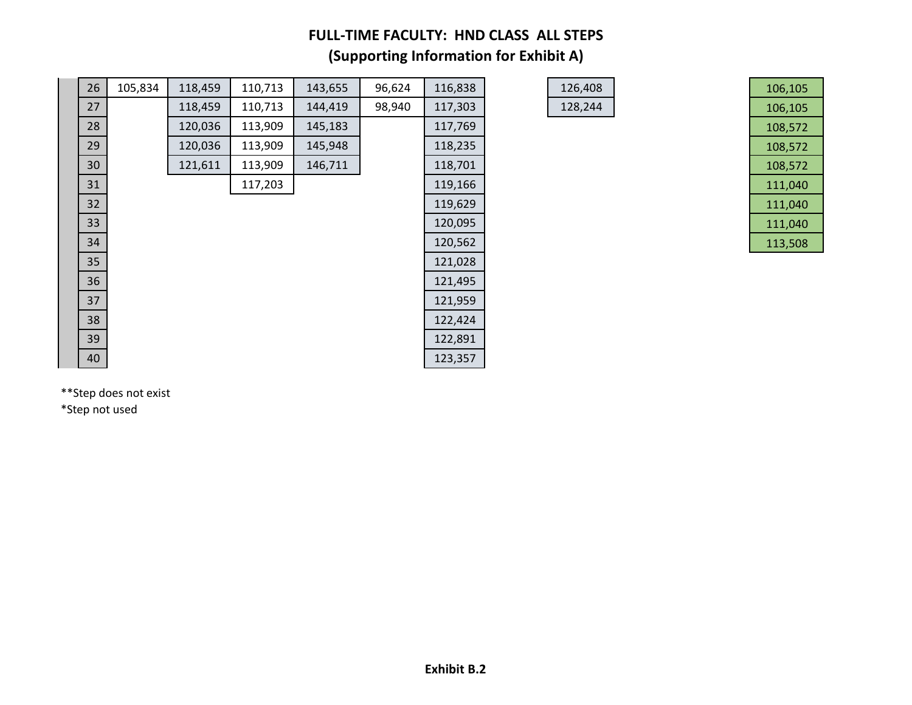# FULL-TIME FACULTY: HND CLASS ALL STEPS
## (Supporting Information for Exhibit A)

| | | | | | | | | |
|---|---|---|---|---|---|---|---|---|
| 26 | 105,834 | 118,459 | 110,713 | 143,655 | 96,624 | 116,838 | 126,408 | 106,105 |
| 27 | | 118,459 | 110,713 | 144,419 | 98,940 | 117,303 | 128,244 | 106,105 |
| 28 | | 120,036 | 113,909 | 145,183 | | 117,769 | | 108,572 |
| 29 | | 120,036 | 113,909 | 145,948 | | 118,235 | | 108,572 |
| 30 | | 121,611 | 113,909 | 146,711 | | 118,701 | | 108,572 |
| 31 | | | 117,203 | | | 119,166 | | 111,040 |
| 32 | | | | | | 119,629 | | 111,040 |
| 33 | | | | | | 120,095 | | 111,040 |
| 34 | | | | | | 120,562 | | 113,508 |
| 35 | | | | | | 121,028 | | |
| 36 | | | | | | 121,495 | | |
| 37 | | | | | | 121,959 | | |
| 38 | | | | | | 122,424 | | |
| 39 | | | | | | 122,891 | | |
| 40 | | | | | | 123,357 | | |

**Step does not exist

*Step not used

**Exhibit B.2**